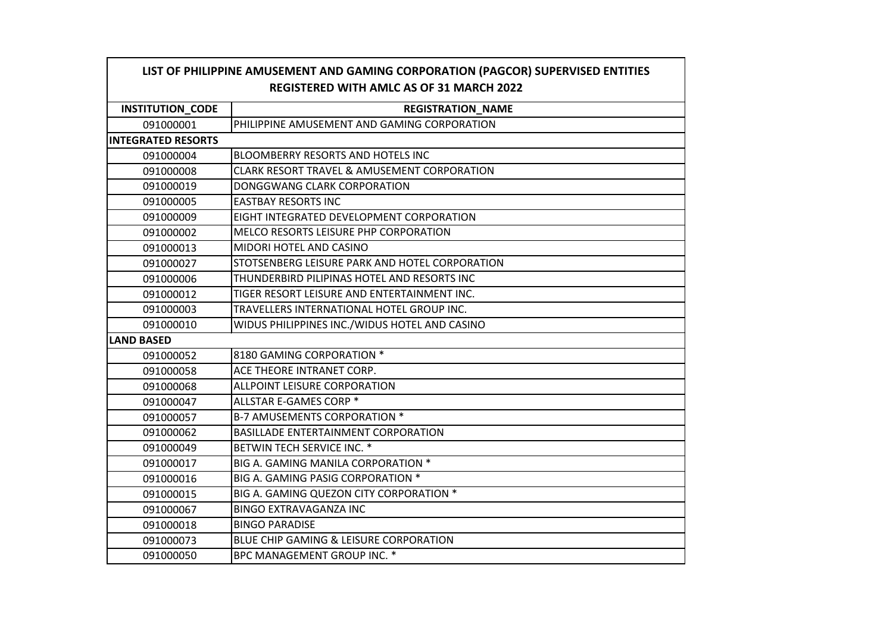| LIST OF PHILIPPINE AMUSEMENT AND GAMING CORPORATION (PAGCOR) SUPERVISED ENTITIES REGISTERED WITH AMLC AS OF 31 MARCH 2022 | |
|---|---|
| **INSTITUTION_CODE** | **REGISTRATION_NAME** |
| 091000001 | PHILIPPINE AMUSEMENT AND GAMING CORPORATION |
| **INTEGRATED RESORTS** | |
| 091000004 | BLOOMBERRY RESORTS AND HOTELS INC |
| 091000008 | CLARK RESORT TRAVEL & AMUSEMENT CORPORATION |
| 091000019 | DONGGWANG CLARK CORPORATION |
| 091000005 | EASTBAY RESORTS INC |
| 091000009 | EIGHT INTEGRATED DEVELOPMENT CORPORATION |
| 091000002 | MELCO RESORTS LEISURE PHP CORPORATION |
| 091000013 | MIDORI HOTEL AND CASINO |
| 091000027 | STOTSENBERG LEISURE PARK AND HOTEL CORPORATION |
| 091000006 | THUNDERBIRD PILIPINAS HOTEL AND RESORTS INC |
| 091000012 | TIGER RESORT LEISURE AND ENTERTAINMENT INC. |
| 091000003 | TRAVELLERS INTERNATIONAL HOTEL GROUP INC. |
| 091000010 | WIDUS PHILIPPINES INC./WIDUS HOTEL AND CASINO |
| **LAND BASED** | |
| 091000052 | 8180 GAMING CORPORATION * |
| 091000058 | ACE THEORE INTRANET CORP. |
| 091000068 | ALLPOINT LEISURE CORPORATION |
| 091000047 | ALLSTAR E-GAMES CORP * |
| 091000057 | B-7 AMUSEMENTS CORPORATION * |
| 091000062 | BASILLADE ENTERTAINMENT CORPORATION |
| 091000049 | BETWIN TECH SERVICE INC. * |
| 091000017 | BIG A. GAMING MANILA CORPORATION * |
| 091000016 | BIG A. GAMING PASIG CORPORATION * |
| 091000015 | BIG A. GAMING QUEZON CITY CORPORATION * |
| 091000067 | BINGO EXTRAVAGANZA INC |
| 091000018 | BINGO PARADISE |
| 091000073 | BLUE CHIP GAMING & LEISURE CORPORATION |
| 091000050 | BPC MANAGEMENT GROUP INC. * |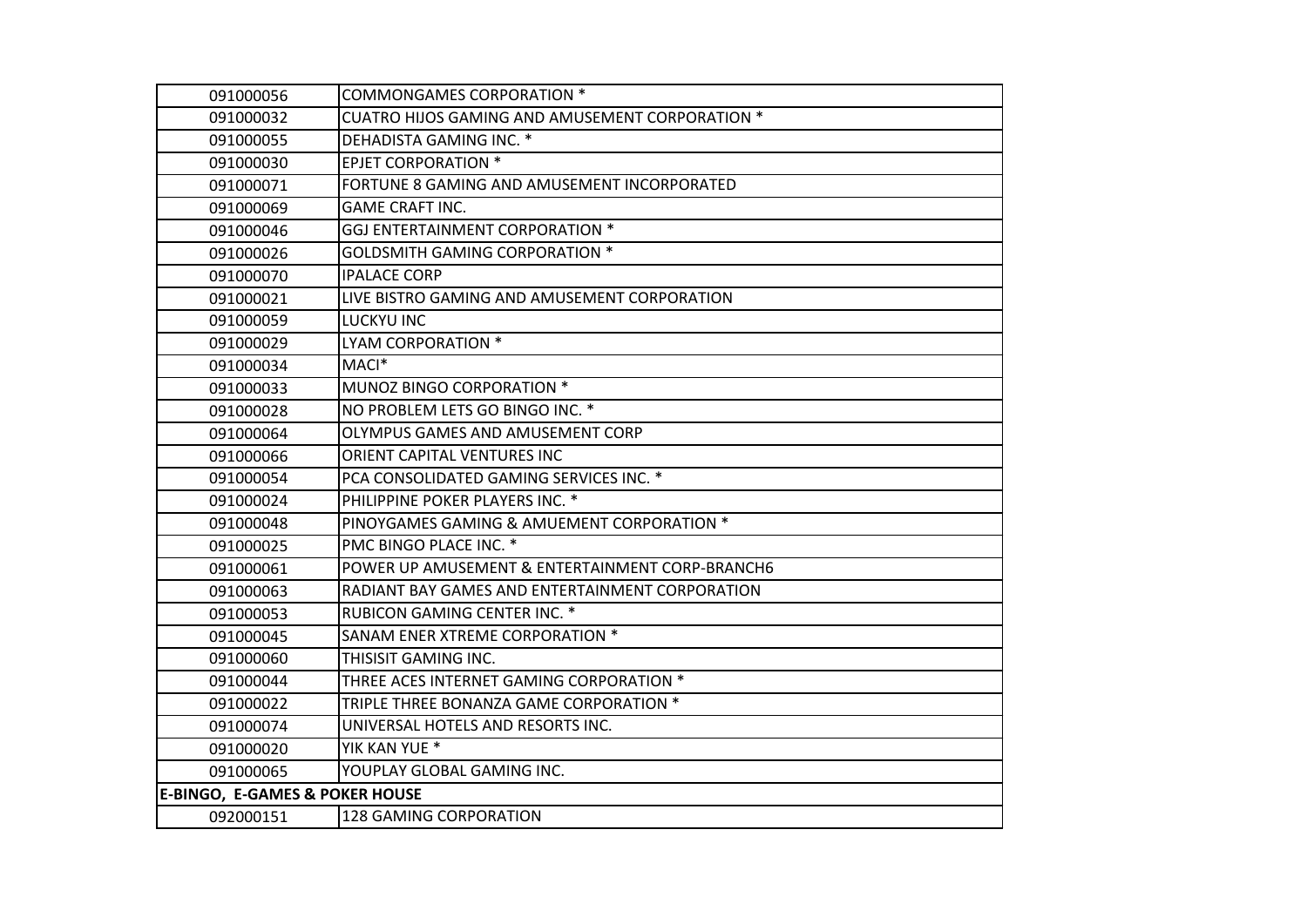| | |
|---|---|
| 091000056 | COMMONGAMES CORPORATION * |
| 091000032 | CUATRO HIJOS GAMING AND AMUSEMENT CORPORATION * |
| 091000055 | DEHADISTA GAMING INC. * |
| 091000030 | EPJET CORPORATION * |
| 091000071 | FORTUNE 8 GAMING AND AMUSEMENT INCORPORATED |
| 091000069 | GAME CRAFT INC. |
| 091000046 | GGJ ENTERTAINMENT CORPORATION * |
| 091000026 | GOLDSMITH GAMING CORPORATION * |
| 091000070 | IPALACE CORP |
| 091000021 | LIVE BISTRO GAMING AND AMUSEMENT CORPORATION |
| 091000059 | LUCKYU INC |
| 091000029 | LYAM CORPORATION * |
| 091000034 | MACI* |
| 091000033 | MUNOZ BINGO CORPORATION * |
| 091000028 | NO PROBLEM LETS GO BINGO INC. * |
| 091000064 | OLYMPUS GAMES AND AMUSEMENT CORP |
| 091000066 | ORIENT CAPITAL VENTURES INC |
| 091000054 | PCA CONSOLIDATED GAMING SERVICES INC. * |
| 091000024 | PHILIPPINE POKER PLAYERS INC. * |
| 091000048 | PINOYGAMES GAMING & AMUEMENT CORPORATION * |
| 091000025 | PMC BINGO PLACE INC. * |
| 091000061 | POWER UP AMUSEMENT & ENTERTAINMENT CORP-BRANCH6 |
| 091000063 | RADIANT BAY GAMES AND ENTERTAINMENT CORPORATION |
| 091000053 | RUBICON GAMING CENTER INC. * |
| 091000045 | SANAM ENER XTREME CORPORATION * |
| 091000060 | THISISIT GAMING INC. |
| 091000044 | THREE ACES INTERNET GAMING CORPORATION * |
| 091000022 | TRIPLE THREE BONANZA GAME CORPORATION * |
| 091000074 | UNIVERSAL HOTELS AND RESORTS INC. |
| 091000020 | YIK KAN YUE * |
| 091000065 | YOUPLAY GLOBAL GAMING INC. |
| **E-BINGO, E-GAMES & POKER HOUSE** | |
| 092000151 | 128 GAMING CORPORATION |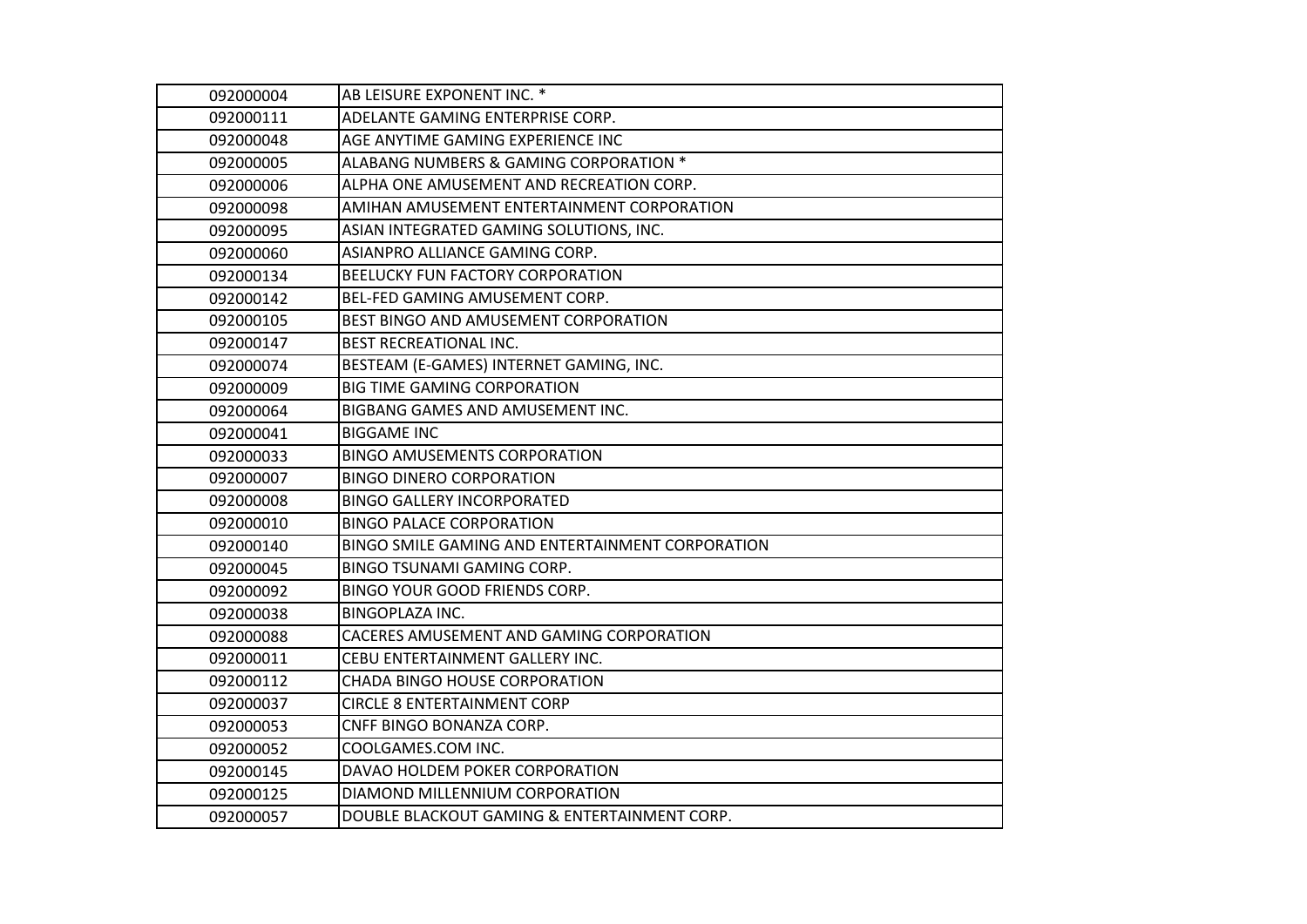| | |
|---|---|
| 092000004 | AB LEISURE EXPONENT INC. * |
| 092000111 | ADELANTE GAMING ENTERPRISE CORP. |
| 092000048 | AGE ANYTIME GAMING EXPERIENCE INC |
| 092000005 | ALABANG NUMBERS & GAMING CORPORATION * |
| 092000006 | ALPHA ONE AMUSEMENT AND RECREATION CORP. |
| 092000098 | AMIHAN AMUSEMENT ENTERTAINMENT CORPORATION |
| 092000095 | ASIAN INTEGRATED GAMING SOLUTIONS, INC. |
| 092000060 | ASIANPRO ALLIANCE GAMING CORP. |
| 092000134 | BEELUCKY FUN FACTORY CORPORATION |
| 092000142 | BEL-FED GAMING AMUSEMENT CORP. |
| 092000105 | BEST BINGO AND AMUSEMENT CORPORATION |
| 092000147 | BEST RECREATIONAL INC. |
| 092000074 | BESTEAM (E-GAMES) INTERNET GAMING, INC. |
| 092000009 | BIG TIME GAMING CORPORATION |
| 092000064 | BIGBANG GAMES AND AMUSEMENT INC. |
| 092000041 | BIGGAME INC |
| 092000033 | BINGO AMUSEMENTS CORPORATION |
| 092000007 | BINGO DINERO CORPORATION |
| 092000008 | BINGO GALLERY INCORPORATED |
| 092000010 | BINGO PALACE CORPORATION |
| 092000140 | BINGO SMILE GAMING AND ENTERTAINMENT CORPORATION |
| 092000045 | BINGO TSUNAMI GAMING CORP. |
| 092000092 | BINGO YOUR GOOD FRIENDS CORP. |
| 092000038 | BINGOPLAZA INC. |
| 092000088 | CACERES AMUSEMENT AND GAMING CORPORATION |
| 092000011 | CEBU ENTERTAINMENT GALLERY INC. |
| 092000112 | CHADA BINGO HOUSE CORPORATION |
| 092000037 | CIRCLE 8 ENTERTAINMENT CORP |
| 092000053 | CNFF BINGO BONANZA CORP. |
| 092000052 | COOLGAMES.COM INC. |
| 092000145 | DAVAO HOLDEM POKER CORPORATION |
| 092000125 | DIAMOND MILLENNIUM CORPORATION |
| 092000057 | DOUBLE BLACKOUT GAMING & ENTERTAINMENT CORP. |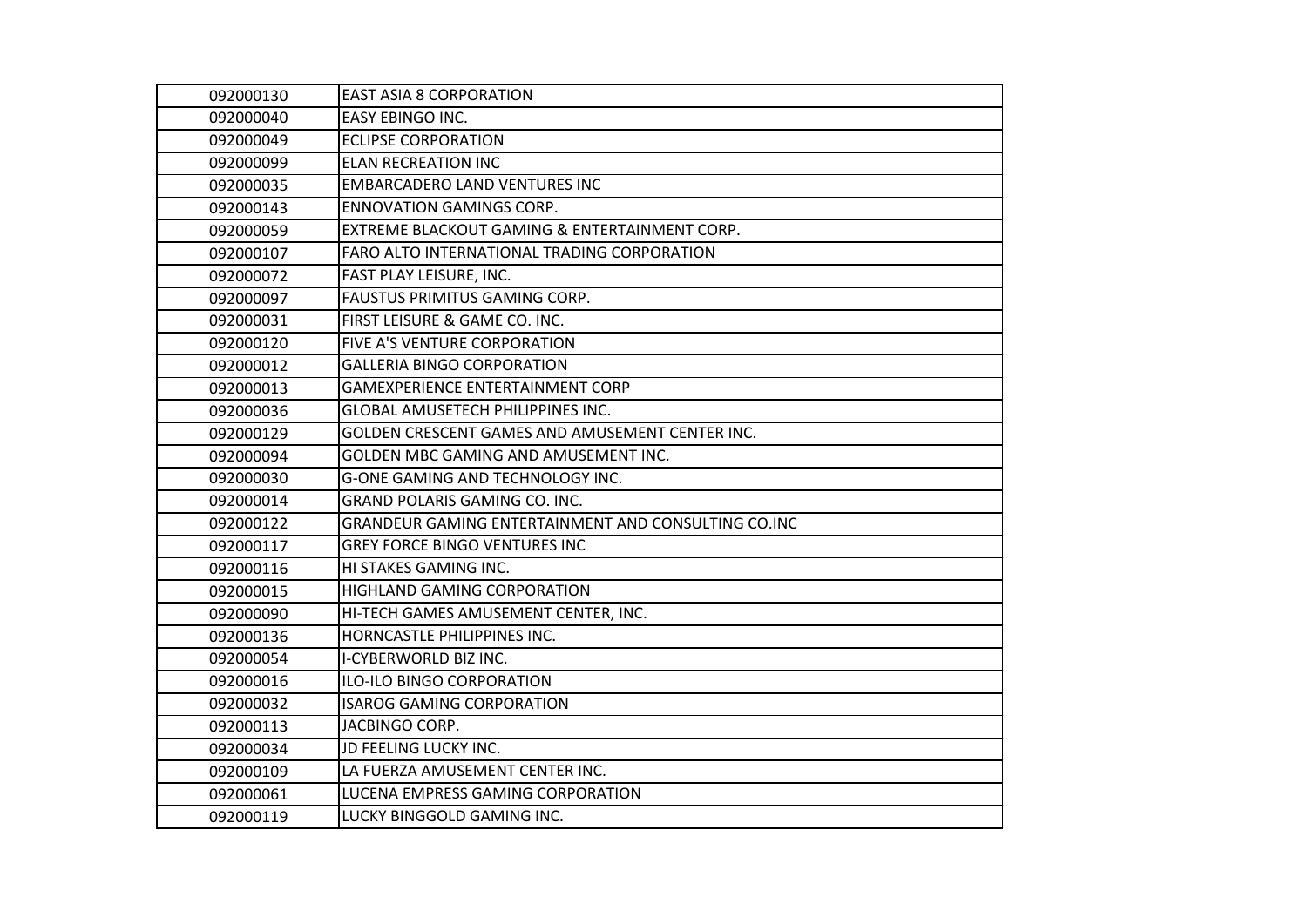| | |
|---|---|
| 092000130 | EAST ASIA 8 CORPORATION |
| 092000040 | EASY EBINGO INC. |
| 092000049 | ECLIPSE CORPORATION |
| 092000099 | ELAN RECREATION INC |
| 092000035 | EMBARCADERO LAND VENTURES INC |
| 092000143 | ENNOVATION GAMINGS CORP. |
| 092000059 | EXTREME BLACKOUT GAMING & ENTERTAINMENT CORP. |
| 092000107 | FARO ALTO INTERNATIONAL TRADING CORPORATION |
| 092000072 | FAST PLAY LEISURE, INC. |
| 092000097 | FAUSTUS PRIMITUS GAMING CORP. |
| 092000031 | FIRST LEISURE & GAME CO. INC. |
| 092000120 | FIVE A'S VENTURE CORPORATION |
| 092000012 | GALLERIA BINGO CORPORATION |
| 092000013 | GAMEXPERIENCE ENTERTAINMENT CORP |
| 092000036 | GLOBAL AMUSETECH PHILIPPINES INC. |
| 092000129 | GOLDEN CRESCENT GAMES AND AMUSEMENT CENTER INC. |
| 092000094 | GOLDEN MBC GAMING AND AMUSEMENT INC. |
| 092000030 | G-ONE GAMING AND TECHNOLOGY INC. |
| 092000014 | GRAND POLARIS GAMING CO. INC. |
| 092000122 | GRANDEUR GAMING ENTERTAINMENT AND CONSULTING CO.INC |
| 092000117 | GREY FORCE BINGO VENTURES INC |
| 092000116 | HI STAKES GAMING INC. |
| 092000015 | HIGHLAND GAMING CORPORATION |
| 092000090 | HI-TECH GAMES AMUSEMENT CENTER, INC. |
| 092000136 | HORNCASTLE PHILIPPINES INC. |
| 092000054 | I-CYBERWORLD BIZ INC. |
| 092000016 | ILO-ILO BINGO CORPORATION |
| 092000032 | ISAROG GAMING CORPORATION |
| 092000113 | JACBINGO CORP. |
| 092000034 | JD FEELING LUCKY INC. |
| 092000109 | LA FUERZA AMUSEMENT CENTER INC. |
| 092000061 | LUCENA EMPRESS GAMING CORPORATION |
| 092000119 | LUCKY BINGGOLD GAMING INC. |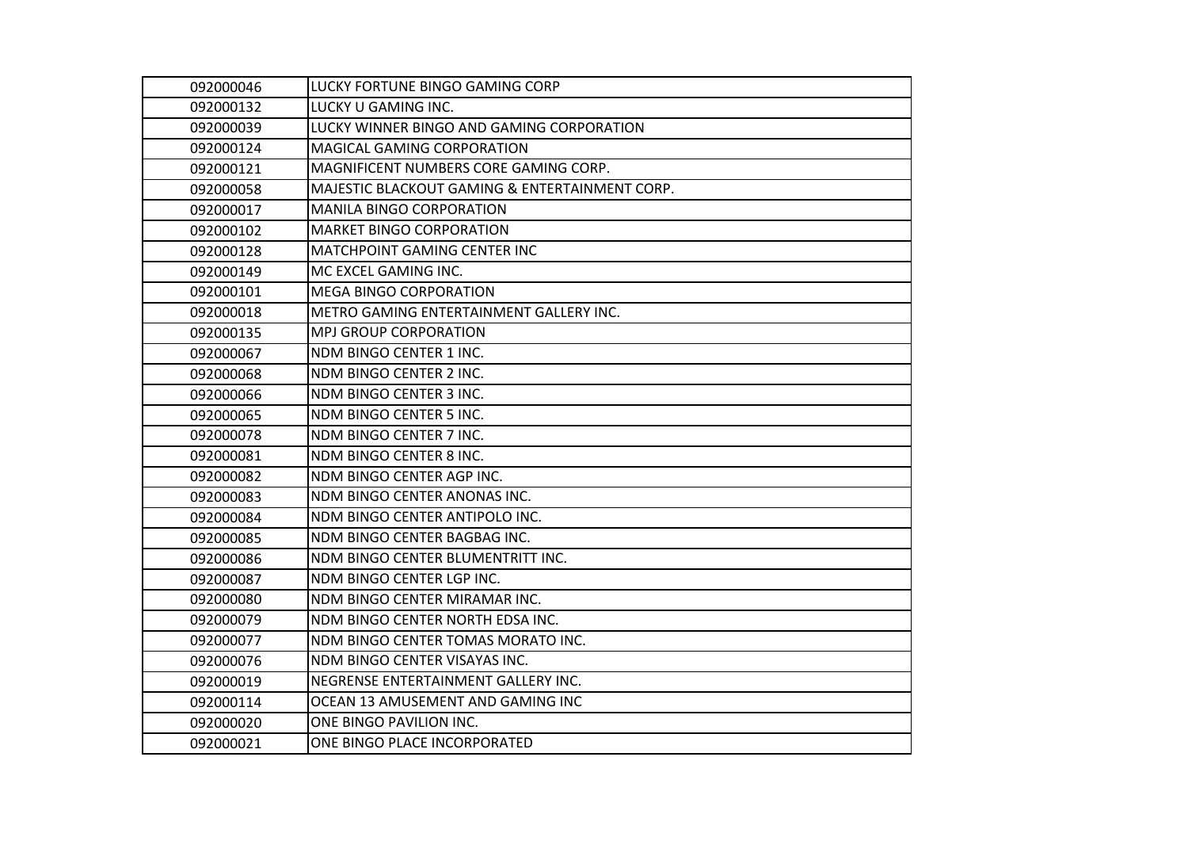| | |
|---|---|
| 092000046 | LUCKY FORTUNE BINGO GAMING CORP |
| 092000132 | LUCKY U GAMING INC. |
| 092000039 | LUCKY WINNER BINGO AND GAMING CORPORATION |
| 092000124 | MAGICAL GAMING CORPORATION |
| 092000121 | MAGNIFICENT NUMBERS CORE GAMING CORP. |
| 092000058 | MAJESTIC BLACKOUT GAMING & ENTERTAINMENT CORP. |
| 092000017 | MANILA BINGO CORPORATION |
| 092000102 | MARKET BINGO CORPORATION |
| 092000128 | MATCHPOINT GAMING CENTER INC |
| 092000149 | MC EXCEL GAMING INC. |
| 092000101 | MEGA BINGO CORPORATION |
| 092000018 | METRO GAMING ENTERTAINMENT GALLERY INC. |
| 092000135 | MPJ GROUP CORPORATION |
| 092000067 | NDM BINGO CENTER 1 INC. |
| 092000068 | NDM BINGO CENTER 2 INC. |
| 092000066 | NDM BINGO CENTER 3 INC. |
| 092000065 | NDM BINGO CENTER 5 INC. |
| 092000078 | NDM BINGO CENTER 7 INC. |
| 092000081 | NDM BINGO CENTER 8 INC. |
| 092000082 | NDM BINGO CENTER AGP INC. |
| 092000083 | NDM BINGO CENTER ANONAS INC. |
| 092000084 | NDM BINGO CENTER ANTIPOLO INC. |
| 092000085 | NDM BINGO CENTER BAGBAG INC. |
| 092000086 | NDM BINGO CENTER BLUMENTRITT INC. |
| 092000087 | NDM BINGO CENTER LGP INC. |
| 092000080 | NDM BINGO CENTER MIRAMAR INC. |
| 092000079 | NDM BINGO CENTER NORTH EDSA INC. |
| 092000077 | NDM BINGO CENTER TOMAS MORATO INC. |
| 092000076 | NDM BINGO CENTER VISAYAS INC. |
| 092000019 | NEGRENSE ENTERTAINMENT GALLERY INC. |
| 092000114 | OCEAN 13 AMUSEMENT AND GAMING INC |
| 092000020 | ONE BINGO PAVILION INC. |
| 092000021 | ONE BINGO PLACE INCORPORATED |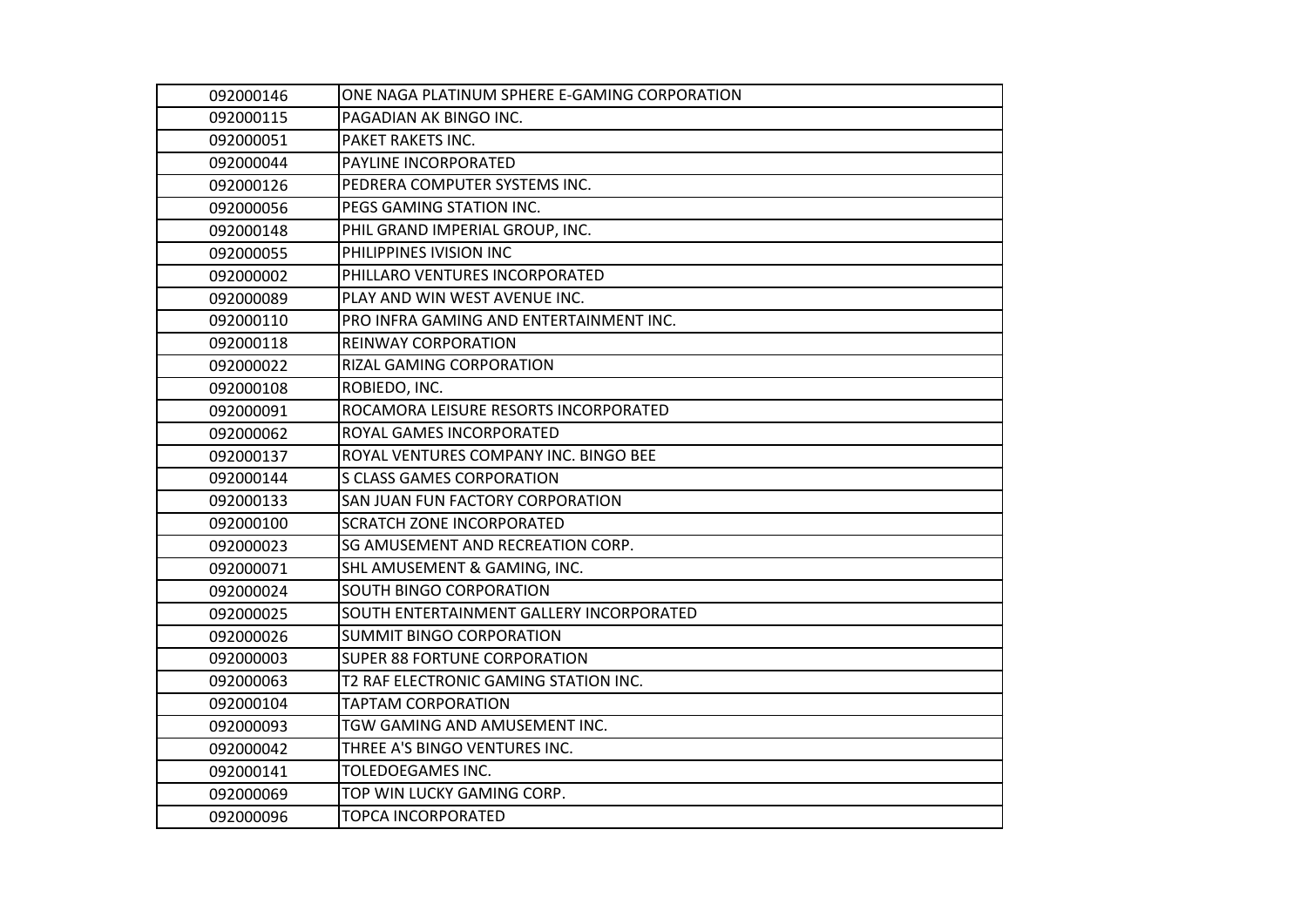| | |
|---|---|
| 092000146 | ONE NAGA PLATINUM SPHERE E-GAMING CORPORATION |
| 092000115 | PAGADIAN AK BINGO INC. |
| 092000051 | PAKET RAKETS INC. |
| 092000044 | PAYLINE INCORPORATED |
| 092000126 | PEDRERA COMPUTER SYSTEMS INC. |
| 092000056 | PEGS GAMING STATION INC. |
| 092000148 | PHIL GRAND IMPERIAL GROUP, INC. |
| 092000055 | PHILIPPINES IVISION INC |
| 092000002 | PHILLARO VENTURES INCORPORATED |
| 092000089 | PLAY AND WIN WEST AVENUE INC. |
| 092000110 | PRO INFRA GAMING AND ENTERTAINMENT INC. |
| 092000118 | REINWAY CORPORATION |
| 092000022 | RIZAL GAMING CORPORATION |
| 092000108 | ROBIEDO, INC. |
| 092000091 | ROCAMORA LEISURE RESORTS INCORPORATED |
| 092000062 | ROYAL GAMES INCORPORATED |
| 092000137 | ROYAL VENTURES COMPANY INC. BINGO BEE |
| 092000144 | S CLASS GAMES CORPORATION |
| 092000133 | SAN JUAN FUN FACTORY CORPORATION |
| 092000100 | SCRATCH ZONE INCORPORATED |
| 092000023 | SG AMUSEMENT AND RECREATION CORP. |
| 092000071 | SHL AMUSEMENT & GAMING, INC. |
| 092000024 | SOUTH BINGO CORPORATION |
| 092000025 | SOUTH ENTERTAINMENT GALLERY INCORPORATED |
| 092000026 | SUMMIT BINGO CORPORATION |
| 092000003 | SUPER 88 FORTUNE CORPORATION |
| 092000063 | T2 RAF ELECTRONIC GAMING STATION INC. |
| 092000104 | TAPTAM CORPORATION |
| 092000093 | TGW GAMING AND AMUSEMENT INC. |
| 092000042 | THREE A'S BINGO VENTURES INC. |
| 092000141 | TOLEDOEGAMES INC. |
| 092000069 | TOP WIN LUCKY GAMING CORP. |
| 092000096 | TOPCA INCORPORATED |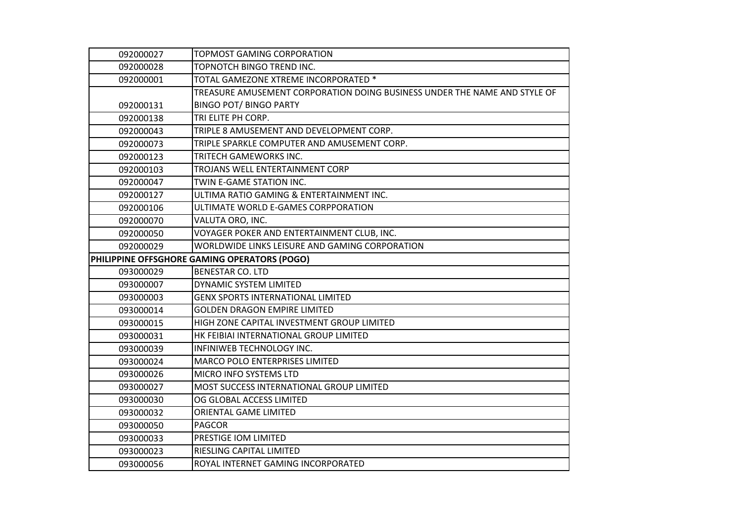| | |
|---|---|
| 092000027 | TOPMOST GAMING CORPORATION |
| 092000028 | TOPNOTCH BINGO TREND INC. |
| 092000001 | TOTAL GAMEZONE XTREME INCORPORATED * |
| 092000131 | TREASURE AMUSEMENT CORPORATION DOING BUSINESS UNDER THE NAME AND STYLE OF BINGO POT/ BINGO PARTY |
| 092000138 | TRI ELITE PH CORP. |
| 092000043 | TRIPLE 8 AMUSEMENT AND DEVELOPMENT CORP. |
| 092000073 | TRIPLE SPARKLE COMPUTER AND AMUSEMENT CORP. |
| 092000123 | TRITECH GAMEWORKS INC. |
| 092000103 | TROJANS WELL ENTERTAINMENT CORP |
| 092000047 | TWIN E-GAME STATION INC. |
| 092000127 | ULTIMA RATIO GAMING & ENTERTAINMENT INC. |
| 092000106 | ULTIMATE WORLD E-GAMES CORPPORATION |
| 092000070 | VALUTA ORO, INC. |
| 092000050 | VOYAGER POKER AND ENTERTAINMENT CLUB, INC. |
| 092000029 | WORLDWIDE LINKS LEISURE AND GAMING CORPORATION |
| **PHILIPPINE OFFSGHORE GAMING OPERATORS (POGO)** | |
| 093000029 | BENESTAR CO. LTD |
| 093000007 | DYNAMIC SYSTEM LIMITED |
| 093000003 | GENX SPORTS INTERNATIONAL LIMITED |
| 093000014 | GOLDEN DRAGON EMPIRE LIMITED |
| 093000015 | HIGH ZONE CAPITAL INVESTMENT GROUP LIMITED |
| 093000031 | HK FEIBIAI INTERNATIONAL GROUP LIMITED |
| 093000039 | INFINIWEB TECHNOLOGY INC. |
| 093000024 | MARCO POLO ENTERPRISES LIMITED |
| 093000026 | MICRO INFO SYSTEMS LTD |
| 093000027 | MOST SUCCESS INTERNATIONAL GROUP LIMITED |
| 093000030 | OG GLOBAL ACCESS LIMITED |
| 093000032 | ORIENTAL GAME LIMITED |
| 093000050 | PAGCOR |
| 093000033 | PRESTIGE IOM LIMITED |
| 093000023 | RIESLING CAPITAL LIMITED |
| 093000056 | ROYAL INTERNET GAMING INCORPORATED |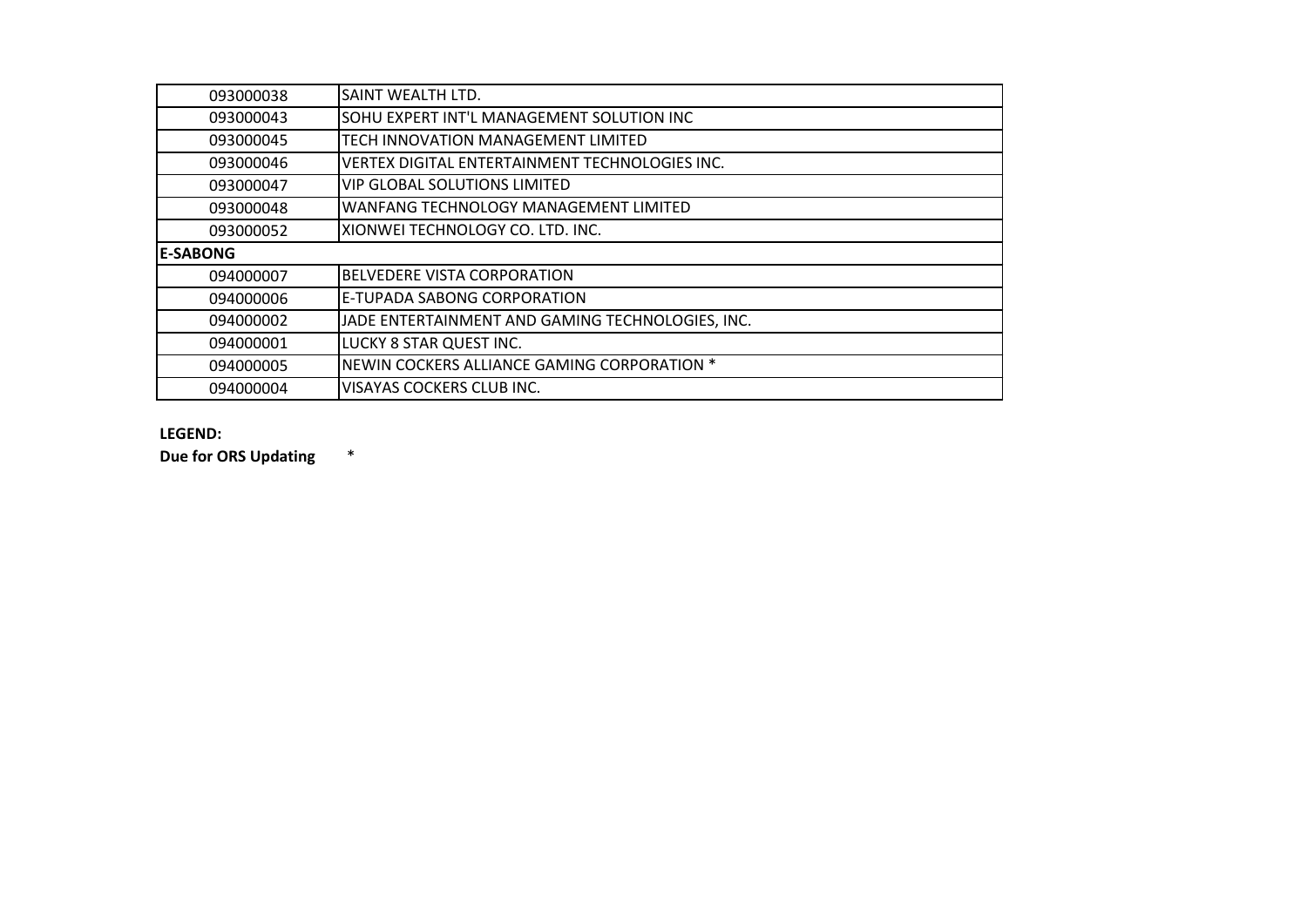| | |
|---|---|
| 093000038 | SAINT WEALTH LTD. |
| 093000043 | SOHU EXPERT INT'L MANAGEMENT SOLUTION INC |
| 093000045 | TECH INNOVATION MANAGEMENT LIMITED |
| 093000046 | VERTEX DIGITAL ENTERTAINMENT TECHNOLOGIES INC. |
| 093000047 | VIP GLOBAL SOLUTIONS LIMITED |
| 093000048 | WANFANG TECHNOLOGY MANAGEMENT LIMITED |
| 093000052 | XIONWEI TECHNOLOGY CO. LTD. INC. |
| **E-SABONG** | |
| 094000007 | BELVEDERE VISTA CORPORATION |
| 094000006 | E-TUPADA SABONG CORPORATION |
| 094000002 | JADE ENTERTAINMENT AND GAMING TECHNOLOGIES, INC. |
| 094000001 | LUCKY 8 STAR QUEST INC. |
| 094000005 | NEWIN COCKERS ALLIANCE GAMING CORPORATION * |
| 094000004 | VISAYAS COCKERS CLUB INC. |

**LEGEND:**

**Due for ORS Updating** *